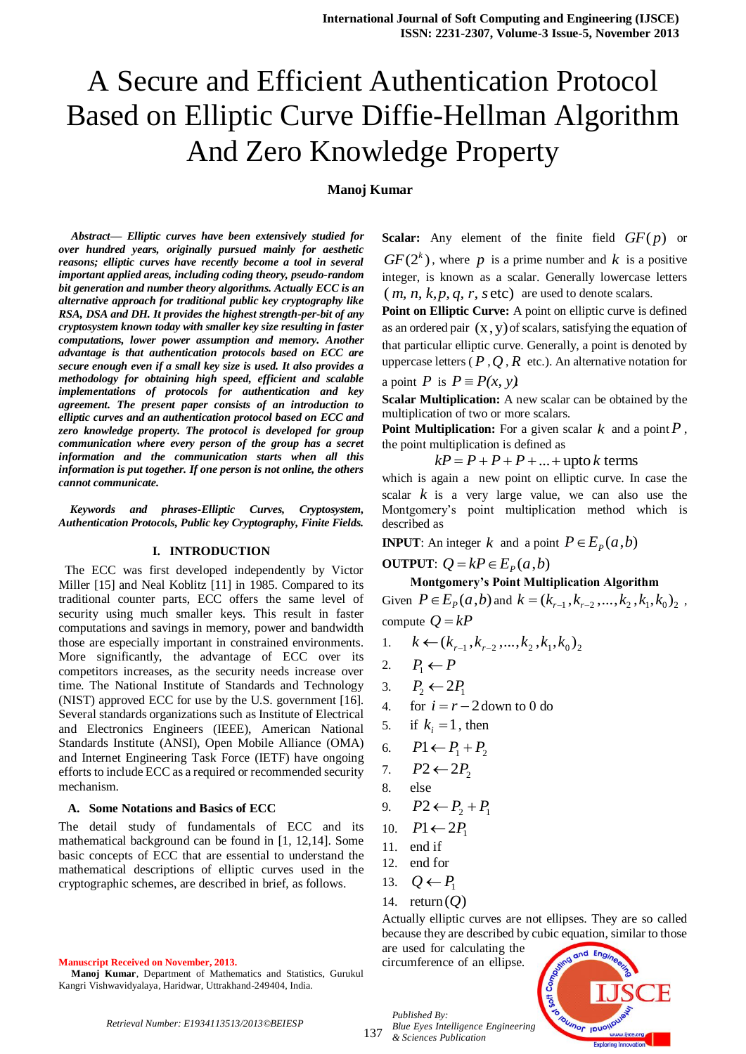# A Secure and Efficient Authentication Protocol Based on Elliptic Curve Diffie-Hellman Algorithm And Zero Knowledge Property

**Manoj Kumar**

***Abstract—*** ***Elliptic curves have been extensively studied for over hundred years, originally pursued mainly for aesthetic reasons; elliptic curves have recently become a tool in several important applied areas, including coding theory, pseudo-random bit generation and number theory algorithms. Actually ECC is an alternative approach for traditional public key cryptography like RSA, DSA and DH. It provides the highest strength-per-bit of any cryptosystem known today with smaller key size resulting in faster computations, lower power assumption and memory. Another advantage is that authentication protocols based on ECC are secure enough even if a small key size is used. It also provides a methodology for obtaining high speed, efficient and scalable implementations of protocols for authentication and key agreement. The present paper consists of an introduction to elliptic curves and an authentication protocol based on ECC and zero knowledge property. The protocol is developed for group communication where every person of the group has a secret information and the communication starts when all this information is put together. If one person is not online, the others cannot communicate.***

***Keywords and phrases-Elliptic Curves, Cryptosystem, Authentication Protocols, Public key Cryptography, Finite Fields.***

## I. INTRODUCTION

The ECC was first developed independently by Victor Miller [15] and Neal Koblitz [11] in 1985. Compared to its traditional counter parts, ECC offers the same level of security using much smaller keys. This result in faster computations and savings in memory, power and bandwidth those are especially important in constrained environments. More significantly, the advantage of ECC over its competitors increases, as the security needs increase over time. The National Institute of Standards and Technology (NIST) approved ECC for use by the U.S. government [16]. Several standards organizations such as Institute of Electrical and Electronics Engineers (IEEE), American National Standards Institute (ANSI), Open Mobile Alliance (OMA) and Internet Engineering Task Force (IETF) have ongoing efforts to include ECC as a required or recommended security mechanism.

### A. Some Notations and Basics of ECC

The detail study of fundamentals of ECC and its mathematical background can be found in [1, 12,14]. Some basic concepts of ECC that are essential to understand the mathematical descriptions of elliptic curves used in the cryptographic schemes, are described in brief, as follows.

**Scalar:** Any element of the finite field $GF(p)$ or $GF(2^k)$, where $p$ is a prime number and $k$ is a positive integer, is known as a scalar. Generally lowercase letters ($m, n, k, p, q, r, s$ etc.) are used to denote scalars.

**Point on Elliptic Curve:** A point on elliptic curve is defined as an ordered pair $(x, y)$ of scalars, satisfying the equation of that particular elliptic curve. Generally, a point is denoted by uppercase letters ($P$, $Q$, $R$ etc.). An alternative notation for a point $P$ is $P \equiv P(x, y)$.

**Scalar Multiplication:** A new scalar can be obtained by the multiplication of two or more scalars.

**Point Multiplication:** For a given scalar $k$ and a point $P$, the point multiplication is defined as

$$kP = P + P + P + ... + \text{upto } k \text{ terms}$$

which is again a new point on elliptic curve. In case the scalar $k$ is a very large value, we can also use the Montgomery's point multiplication method which is described as

**INPUT**: An integer $k$ and a point $P \in E_p(a,b)$

**OUTPUT**: $Q = kP \in E_p(a,b)$

**Montgomery's Point Multiplication Algorithm**

Given $P \in E_p(a,b)$ and $k = (k_{r-1}, k_{r-2}, ..., k_2, k_1, k_0)_2$, compute $Q = kP$

1. $k \leftarrow (k_{r-1}, k_{r-2}, ..., k_2, k_1, k_0)_2$
2. $P_1 \leftarrow P$
3. $P_2 \leftarrow 2P_1$
4. for $i = r-2$ down to 0 do
5. if $k_i = 1$, then
6. $P1 \leftarrow P_1 + P_2$
7. $P2 \leftarrow 2P_2$
8. else
9. $P2 \leftarrow P_2 + P_1$
10. $P1 \leftarrow 2P_1$
11. end if
12. end for
13. $Q \leftarrow P_1$
14. return$(Q)$

Actually elliptic curves are not ellipses. They are so called because they are described by cubic equation, similar to those are used for calculating the circumference of an ellipse.

**Manuscript Received on November, 2013.**

**Manoj Kumar**, Department of Mathematics and Statistics, Gurukul Kangri Vishwavidyalaya, Haridwar, Uttrakhand-249404, India.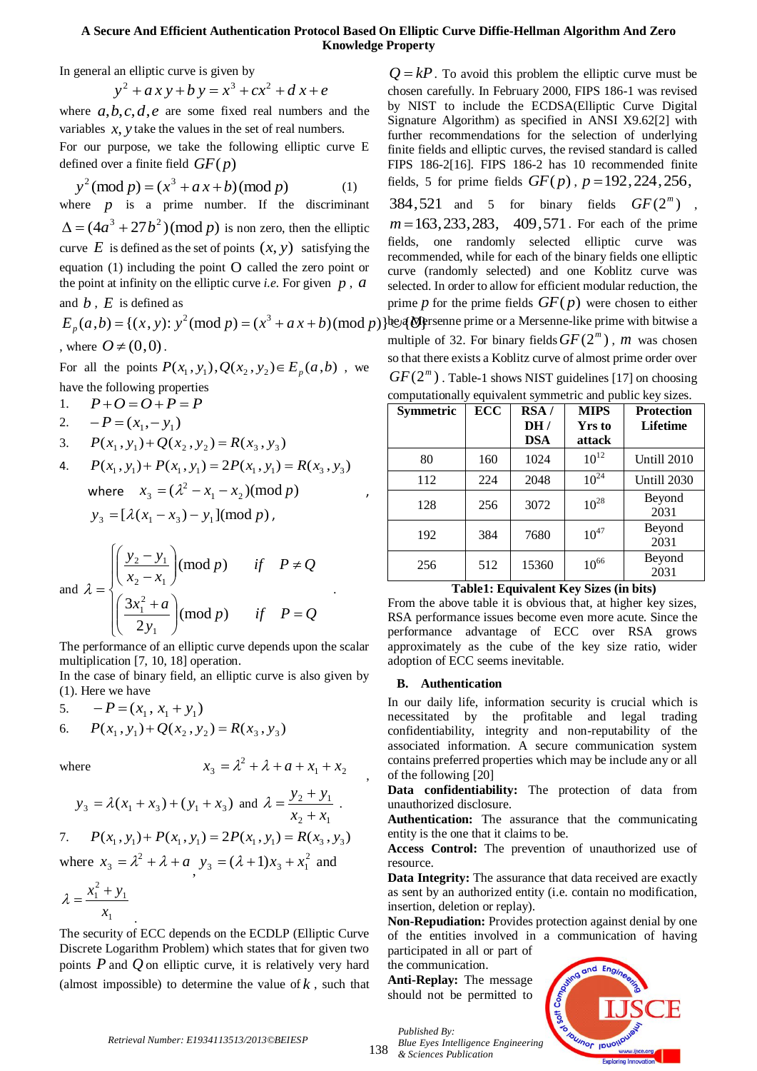In general an elliptic curve is given by

$$y^2 + a\,x\,y + b\,y = x^3 + cx^2 + d\,x + e$$

where $a,b,c,d,e$ are some fixed real numbers and the variables $x, y$ take the values in the set of real numbers.

For our purpose, we take the following elliptic curve E defined over a finite field $GF(p)$

$$y^2 (\bmod p) = (x^3 + a\,x + b)(\bmod p) \qquad (1)$$

where $p$ is a prime number. If the discriminant $\Delta = (4a^3 + 27b^2)(\bmod p)$ is non zero, then the elliptic curve $E$ is defined as the set of points $(x, y)$ satisfying the equation (1) including the point O called the zero point or the point at infinity on the elliptic curve *i.e.* For given $p$, $a$ and $b$, $E$ is defined as

$$E_p(a,b) = \{(x,y): y^2(\bmod p) = (x^3 + a\,x + b)(\bmod p)\} \cup \{O\}$$

, where $O \neq (0,0)$.

For all the points $P(x_1, y_1), Q(x_2, y_2) \in E_p(a,b)$, we have the following properties

1. $P + O = O + P = P$
2. $-P = (x_1, -y_1)$
3. $P(x_1, y_1) + Q(x_2, y_2) = R(x_3, y_3)$
4. $P(x_1, y_1) + P(x_1, y_1) = 2P(x_1, y_1) = R(x_3, y_3)$

   where $x_3 = (\lambda^2 - x_1 - x_2)(\bmod p)$,

   $y_3 = [\lambda(x_1 - x_3) - y_1](\bmod p)$,

and
$$\lambda = \begin{cases} \left(\dfrac{y_2 - y_1}{x_2 - x_1}\right)(\bmod p) & if \quad P \neq Q \\[2ex] \left(\dfrac{3x_1^2 + a}{2y_1}\right)(\bmod p) & if \quad P = Q \end{cases}.$$

The performance of an elliptic curve depends upon the scalar multiplication [7, 10, 18] operation.

In the case of binary field, an elliptic curve is also given by (1). Here we have

5. $-P = (x_1,\, x_1 + y_1)$
6. $P(x_1, y_1) + Q(x_2, y_2) = R(x_3, y_3)$

where $x_3 = \lambda^2 + \lambda + a + x_1 + x_2$,

$y_3 = \lambda(x_1 + x_3) + (y_1 + x_3)$ and $\lambda = \dfrac{y_2 + y_1}{x_2 + x_1}$.

7. $P(x_1, y_1) + P(x_1, y_1) = 2P(x_1, y_1) = R(x_3, y_3)$

where $x_3 = \lambda^2 + \lambda + a$, $y_3 = (\lambda + 1)x_3 + x_1^2$ and

$\lambda = \dfrac{x_1^2 + y_1}{x_1}$.

The security of ECC depends on the ECDLP (Elliptic Curve Discrete Logarithm Problem) which states that for given two points $P$ and $Q$ on elliptic curve, it is relatively very hard (almost impossible) to determine the value of $k$, such that $Q = kP$. To avoid this problem the elliptic curve must be chosen carefully. In February 2000, FIPS 186-1 was revised by NIST to include the ECDSA(Elliptic Curve Digital Signature Algorithm) as specified in ANSI X9.62[2] with further recommendations for the selection of underlying finite fields and elliptic curves, the revised standard is called FIPS 186-2[16]. FIPS 186-2 has 10 recommended finite fields, 5 for prime fields $GF(p)$, $p = 192, 224, 256, 384, 521$ and 5 for binary fields $GF(2^m)$, $m = 163, 233, 283, 409, 571$. For each of the prime fields, one randomly selected elliptic curve was recommended, while for each of the binary fields one elliptic curve (randomly selected) and one Koblitz curve was selected. In order to allow for efficient modular reduction, the prime $p$ for the prime fields $GF(p)$ were chosen to either be a Mersenne prime or a Mersenne-like prime with bitwise a multiple of 32. For binary fields $GF(2^m)$, $m$ was chosen so that there exists a Koblitz curve of almost prime order over $GF(2^m)$. Table-1 shows NIST guidelines [17] on choosing computationally equivalent symmetric and public key sizes.

| Symmetric | ECC | RSA / DH / DSA | MIPS Yrs to attack | Protection Lifetime |
|---|---|---|---|---|
| 80 | 160 | 1024 | $10^{12}$ | Untill 2010 |
| 112 | 224 | 2048 | $10^{24}$ | Untill 2030 |
| 128 | 256 | 3072 | $10^{28}$ | Beyond 2031 |
| 192 | 384 | 7680 | $10^{47}$ | Beyond 2031 |
| 256 | 512 | 15360 | $10^{66}$ | Beyond 2031 |

**Table1: Equivalent Key Sizes (in bits)**

From the above table it is obvious that, at higher key sizes, RSA performance issues become even more acute. Since the performance advantage of ECC over RSA grows approximately as the cube of the key size ratio, wider adoption of ECC seems inevitable.

### B. Authentication

In our daily life, information security is crucial which is necessitated by the profitable and legal trading confidentiability, integrity and non-reputability of the associated information. A secure communication system contains preferred properties which may be include any or all of the following [20]

**Data confidentiability:** The protection of data from unauthorized disclosure.

**Authentication:** The assurance that the communicating entity is the one that it claims to be.

**Access Control:** The prevention of unauthorized use of resource.

**Data Integrity:** The assurance that data received are exactly as sent by an authorized entity (i.e. contain no modification, insertion, deletion or replay).

**Non-Repudiation:** Provides protection against denial by one of the entities involved in a communication of having participated in all or part of the communication.

**Anti-Replay:** The message should not be permitted to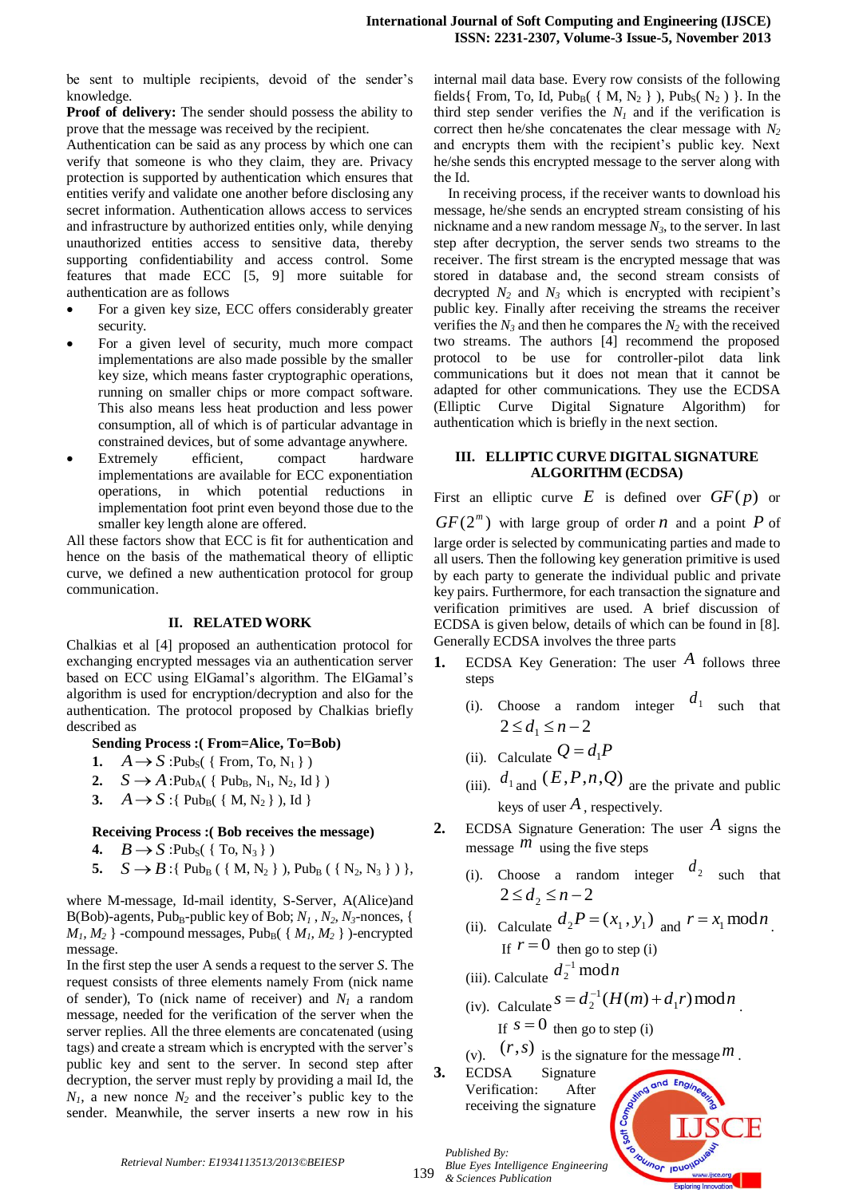be sent to multiple recipients, devoid of the sender's knowledge.

**Proof of delivery:** The sender should possess the ability to prove that the message was received by the recipient.

Authentication can be said as any process by which one can verify that someone is who they claim, they are. Privacy protection is supported by authentication which ensures that entities verify and validate one another before disclosing any secret information. Authentication allows access to services and infrastructure by authorized entities only, while denying unauthorized entities access to sensitive data, thereby supporting confidentiality and access control. Some features that made ECC [5, 9] more suitable for authentication are as follows

- For a given key size, ECC offers considerably greater security.
- For a given level of security, much more compact implementations are also made possible by the smaller key size, which means faster cryptographic operations, running on smaller chips or more compact software. This also means less heat production and less power consumption, all of which is of particular advantage in constrained devices, but of some advantage anywhere.
- Extremely efficient, compact hardware implementations are available for ECC exponentiation operations, in which potential reductions in implementation foot print even beyond those due to the smaller key length alone are offered.

All these factors show that ECC is fit for authentication and hence on the basis of the mathematical theory of elliptic curve, we defined a new authentication protocol for group communication.

## II. RELATED WORK

Chalkias et al [4] proposed an authentication protocol for exchanging encrypted messages via an authentication server based on ECC using ElGamal's algorithm. The ElGamal's algorithm is used for encryption/decryption and also for the authentication. The protocol proposed by Chalkias briefly described as

**Sending Process :( From=Alice, To=Bob)**

1. $A \rightarrow S$ :Pub$_S$( { From, To, $N_1$ } )
2. $S \rightarrow A$ :Pub$_A$( { Pub$_B$, $N_1$, $N_2$, Id } )
3. $A \rightarrow S$ :{ Pub$_B$( { M, $N_2$ } ), Id }

**Receiving Process :( Bob receives the message)**

4. $B \rightarrow S$ :Pub$_S$( { To, $N_3$ } )
5. $S \rightarrow B$ :{ Pub$_B$ ( { M, $N_2$ } ), Pub$_B$ ( { $N_2$, $N_3$ } ) },

where M-message, Id-mail identity, S-Server, A(Alice)and B(Bob)-agents, Pub$_B$-public key of Bob; $N_1$ , $N_2$, $N_3$-nonces, { $M_1$, $M_2$ } -compound messages, Pub$_B$( { $M_1$, $M_2$ } )-encrypted message.

In the first step the user A sends a request to the server *S*. The request consists of three elements namely From (nick name of sender), To (nick name of receiver) and $N_1$ a random message, needed for the verification of the server when the server replies. All the three elements are concatenated (using tags) and create a stream which is encrypted with the server's public key and sent to the server. In second step after decryption, the server must reply by providing a mail Id, the $N_1$, a new nonce $N_2$ and the receiver's public key to the sender. Meanwhile, the server inserts a new row in his internal mail data base. Every row consists of the following fields{ From, To, Id, Pub$_B$( { M, $N_2$ } ), Pub$_S$( $N_2$ ) }. In the third step sender verifies the $N_1$ and if the verification is correct then he/she concatenates the clear message with $N_2$ and encrypts them with the recipient's public key. Next he/she sends this encrypted message to the server along with the Id.

In receiving process, if the receiver wants to download his message, he/she sends an encrypted stream consisting of his nickname and a new random message $N_3$, to the server. In last step after decryption, the server sends two streams to the receiver. The first stream is the encrypted message that was stored in database and, the second stream consists of decrypted $N_2$ and $N_3$ which is encrypted with recipient's public key. Finally after receiving the streams the receiver verifies the $N_3$ and then he compares the $N_2$ with the received two streams. The authors [4] recommend the proposed protocol to be use for controller-pilot data link communications but it does not mean that it cannot be adapted for other communications. They use the ECDSA (Elliptic Curve Digital Signature Algorithm) for authentication which is briefly in the next section.

## III. ELLIPTIC CURVE DIGITAL SIGNATURE ALGORITHM (ECDSA)

First an elliptic curve $E$ is defined over $GF(p)$ or $GF(2^m)$ with large group of order $n$ and a point $P$ of large order is selected by communicating parties and made to all users. Then the following key generation primitive is used by each party to generate the individual public and private key pairs. Furthermore, for each transaction the signature and verification primitives are used. A brief discussion of ECDSA is given below, details of which can be found in [8]. Generally ECDSA involves the three parts

1. ECDSA Key Generation: The user $A$ follows three steps
   - (i). Choose a random integer $d_1$ such that $2 \le d_1 \le n-2$
   - (ii). Calculate $Q = d_1 P$
   - (iii). $d_1$ and $(E, P, n, Q)$ are the private and public keys of user $A$, respectively.
2. ECDSA Signature Generation: The user $A$ signs the message $m$ using the five steps
   - (i). Choose a random integer $d_2$ such that $2 \le d_2 \le n-2$
   - (ii). Calculate $d_2 P = (x_1, y_1)$ and $r = x_1 \bmod n$. If $r = 0$ then go to step (i)
   - (iii). Calculate $d_2^{-1} \bmod n$
   - (iv). Calculate $s = d_2^{-1}(H(m) + d_1 r) \bmod n$. If $s = 0$ then go to step (i)
   - (v). $(r, s)$ is the signature for the message $m$.
3. ECDSA Signature Verification: After receiving the signature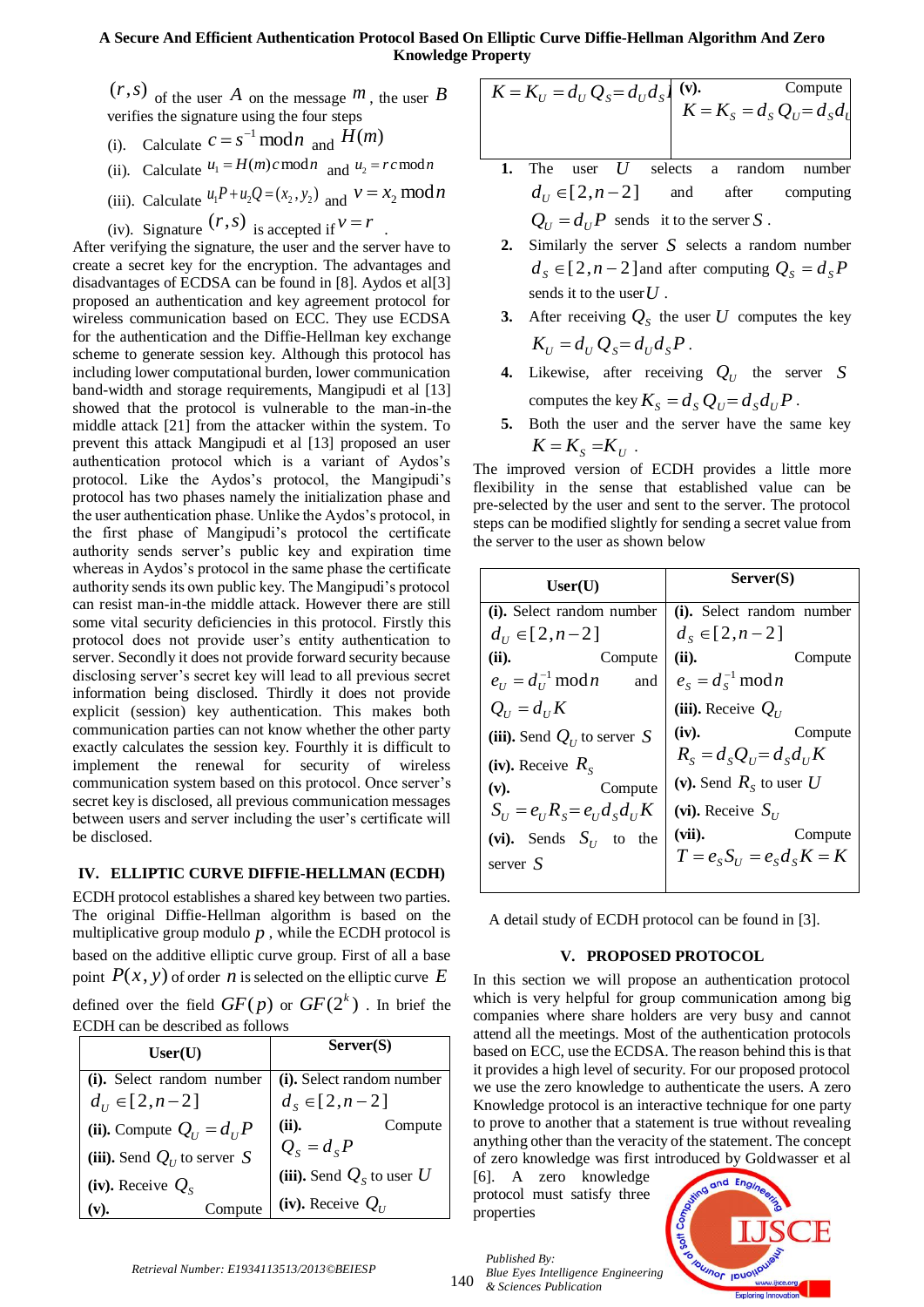$(r, s)$ of the user $A$ on the message $m$, the user $B$ verifies the signature using the four steps

(i). Calculate $c = s^{-1} \bmod n$ and $H(m)$

(ii). Calculate $u_1 = H(m) c \bmod n$ and $u_2 = r c \bmod n$

(iii). Calculate $u_1 P + u_2 Q = (x_2, y_2)$ and $v = x_2 \bmod n$

(iv). Signature $(r, s)$ is accepted if $v = r$.

After verifying the signature, the user and the server have to create a secret key for the encryption. The advantages and disadvantages of ECDSA can be found in [8]. Aydos et al[3] proposed an authentication and key agreement protocol for wireless communication based on ECC. They use ECDSA for the authentication and the Diffie-Hellman key exchange scheme to generate session key. Although this protocol has including lower computational burden, lower communication band-width and storage requirements, Mangipudi et al [13] showed that the protocol is vulnerable to the man-in-the middle attack [21] from the attacker within the system. To prevent this attack Mangipudi et al [13] proposed an user authentication protocol which is a variant of Aydos's protocol. Like the Aydos's protocol, the Mangipudi's protocol has two phases namely the initialization phase and the user authentication phase. Unlike the Aydos's protocol, in the first phase of Mangipudi's protocol the certificate authority sends server's public key and expiration time whereas in Aydos's protocol in the same phase the certificate authority sends its own public key. The Mangipudi's protocol can resist man-in-the middle attack. However there are still some vital security deficiencies in this protocol. Firstly this protocol does not provide user's entity authentication to server. Secondly it does not provide forward security because disclosing server's secret key will lead to all previous secret information being disclosed. Thirdly it does not provide explicit (session) key authentication. This makes both communication parties can not know whether the other party exactly calculates the session key. Fourthly it is difficult to implement the renewal for security of wireless communication system based on this protocol. Once server's secret key is disclosed, all previous communication messages between users and server including the user's certificate will be disclosed.

## IV. ELLIPTIC CURVE DIFFIE-HELLMAN (ECDH)

ECDH protocol establishes a shared key between two parties. The original Diffie-Hellman algorithm is based on the multiplicative group modulo $p$, while the ECDH protocol is based on the additive elliptic curve group. First of all a base point $P(x, y)$ of order $n$ is selected on the elliptic curve $E$ defined over the field $GF(p)$ or $GF(2^k)$. In brief the ECDH can be described as follows

| User(U) | Server(S) |
|---|---|
| **(i).** Select random number $d_U \in [2, n-2]$ | **(i).** Select random number $d_S \in [2, n-2]$ |
| **(ii).** Compute $Q_U = d_U P$ | **(ii).** Compute $Q_S = d_S P$ |
| **(iii).** Send $Q_U$ to server $S$ | **(iii).** Send $Q_S$ to user $U$ |
| **(iv).** Receive $Q_S$ | **(iv).** Receive $Q_U$ |
| **(v).** Compute $K = K_U = d_U Q_S = d_U d_S P$ | **(v).** Compute $K = K_S = d_S Q_U = d_S d_U P$ |

1. The user $U$ selects a random number $d_U \in [2, n-2]$ and after computing $Q_U = d_U P$ sends it to the server $S$.
2. Similarly the server $S$ selects a random number $d_S \in [2, n-2]$ and after computing $Q_S = d_S P$ sends it to the user $U$.
3. After receiving $Q_S$ the user $U$ computes the key $K_U = d_U Q_S = d_U d_S P$.
4. Likewise, after receiving $Q_U$ the server $S$ computes the key $K_S = d_S Q_U = d_S d_U P$.
5. Both the user and the server have the same key $K = K_S = K_U$.

The improved version of ECDH provides a little more flexibility in the sense that established value can be pre-selected by the user and sent to the server. The protocol steps can be modified slightly for sending a secret value from the server to the user as shown below

| User(U) | Server(S) |
|---|---|
| **(i).** Select random number $d_U \in [2, n-2]$ | **(i).** Select random number $d_S \in [2, n-2]$ |
| **(ii).** Compute $e_U = d_U^{-1} \bmod n$ and $Q_U = d_U K$ | **(ii).** Compute $e_S = d_S^{-1} \bmod n$ |
| **(iii).** Send $Q_U$ to server $S$ | **(iii).** Receive $Q_U$ |
| **(iv).** Receive $R_S$ | **(iv).** Compute $R_S = d_S Q_U = d_S d_U K$ |
| **(v).** Compute $S_U = e_U R_S = e_U d_S d_U K$ | **(v).** Send $R_S$ to user $U$ |
| **(vi).** Sends $S_U$ to the server $S$ | **(vi).** Receive $S_U$ |
| | **(vii).** Compute $T = e_S S_U = e_S d_S K = K$ |

A detail study of ECDH protocol can be found in [3].

## V. PROPOSED PROTOCOL

In this section we will propose an authentication protocol which is very helpful for group communication among big companies where share holders are very busy and cannot attend all the meetings. Most of the authentication protocols based on ECC, use the ECDSA. The reason behind this is that it provides a high level of security. For our proposed protocol we use the zero knowledge to authenticate the users. A zero Knowledge protocol is an interactive technique for one party to prove to another that a statement is true without revealing anything other than the veracity of the statement. The concept of zero knowledge was first introduced by Goldwasser et al [6]. A zero knowledge protocol must satisfy three properties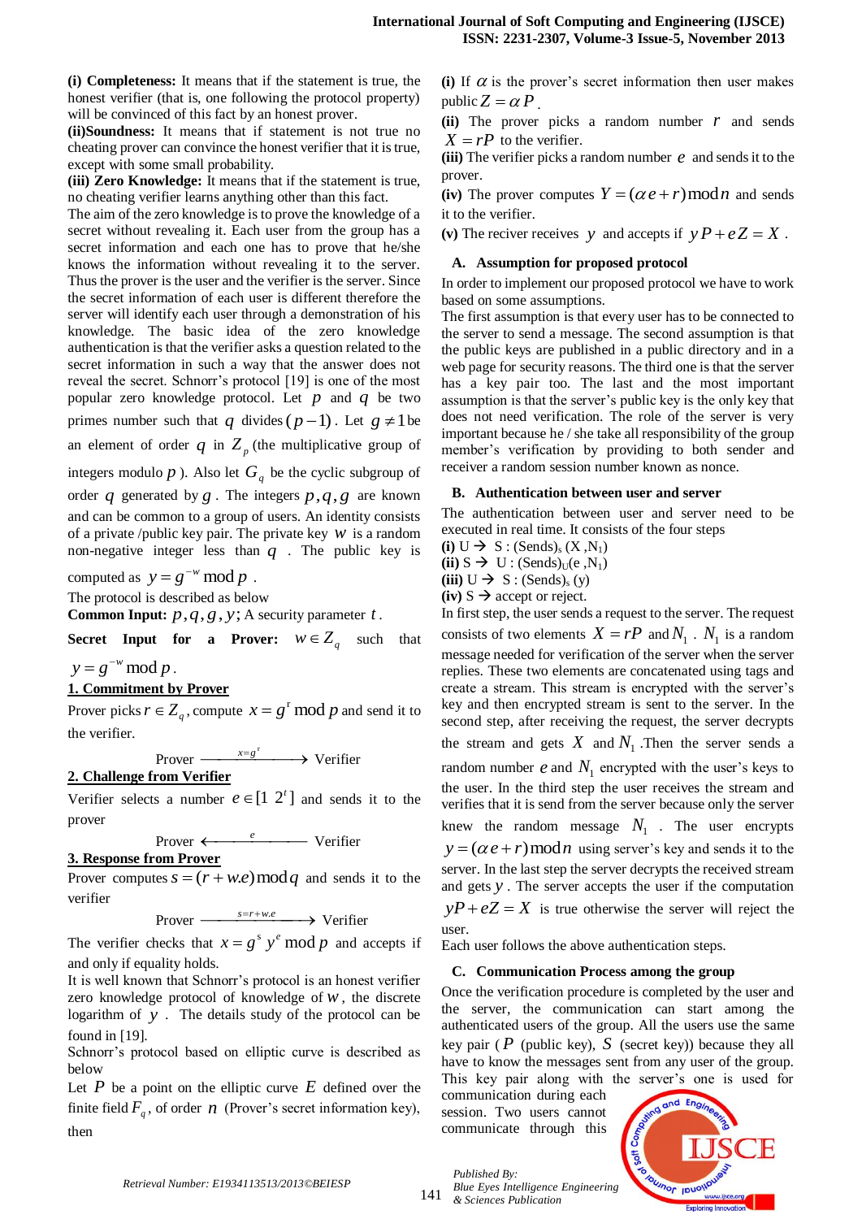**(i) Completeness:** It means that if the statement is true, the honest verifier (that is, one following the protocol property) will be convinced of this fact by an honest prover.

**(ii)Soundness:** It means that if statement is not true no cheating prover can convince the honest verifier that it is true, except with some small probability.

**(iii) Zero Knowledge:** It means that if the statement is true, no cheating verifier learns anything other than this fact.

The aim of the zero knowledge is to prove the knowledge of a secret without revealing it. Each user from the group has a secret information and each one has to prove that he/she knows the information without revealing it to the server. Thus the prover is the user and the verifier is the server. Since the secret information of each user is different therefore the server will identify each user through a demonstration of his knowledge. The basic idea of the zero knowledge authentication is that the verifier asks a question related to the secret information in such a way that the answer does not reveal the secret. Schnorr's protocol [19] is one of the most popular zero knowledge protocol. Let $p$ and $q$ be two primes number such that $q$ divides $(p-1)$. Let $g \neq 1$ be an element of order $q$ in $Z_p$ (the multiplicative group of integers modulo $p$). Also let $G_q$ be the cyclic subgroup of order $q$ generated by $g$. The integers $p, q, g$ are known and can be common to a group of users. An identity consists of a private /public key pair. The private key $w$ is a random non-negative integer less than $q$. The public key is computed as $y = g^{-w} \bmod p$.

The protocol is described as below

**Common Input:** $p, q, g, y$; A security parameter $t$.

**Secret Input for a Prover:** $w \in Z_q$ such that $y = g^{-w} \bmod p$.

**1. Commitment by Prover**

Prover picks $r \in Z_q$, compute $x = g^{r} \bmod p$ and send it to the verifier.

$$\text{Prover} \xrightarrow{x=g^{r}} \text{Verifier}$$

**2. Challenge from Verifier**

Verifier selects a number $e \in [1\ 2^{t}]$ and sends it to the prover

$$\text{Prover} \xleftarrow{e} \text{Verifier}$$

**3. Response from Prover**

Prover computes $s = (r + w.e) \bmod q$ and sends it to the verifier

$$\text{Prover} \xrightarrow{s=r+w.e} \text{Verifier}$$

The verifier checks that $x = g^{s} y^{e} \bmod p$ and accepts if and only if equality holds.

It is well known that Schnorr's protocol is an honest verifier zero knowledge protocol of knowledge of $w$, the discrete logarithm of $y$. The details study of the protocol can be found in [19].

Schnorr's protocol based on elliptic curve is described as below

Let $P$ be a point on the elliptic curve $E$ defined over the finite field $F_q$, of order $n$ (Prover's secret information key), then

**(i)** If $\alpha$ is the prover's secret information then user makes public $Z = \alpha P$.

**(ii)** The prover picks a random number $r$ and sends $X = rP$ to the verifier.

**(iii)** The verifier picks a random number $e$ and sends it to the prover.

**(iv)** The prover computes $Y = (\alpha e + r) \bmod n$ and sends it to the verifier.

**(v)** The reciver receives $y$ and accepts if $yP + eZ = X$.

### A. Assumption for proposed protocol

In order to implement our proposed protocol we have to work based on some assumptions.

The first assumption is that every user has to be connected to the server to send a message. The second assumption is that the public keys are published in a public directory and in a web page for security reasons. The third one is that the server has a key pair too. The last and the most important assumption is that the server's public key is the only key that does not need verification. The role of the server is very important because he / she take all responsibility of the group member's verification by providing to both sender and receiver a random session number known as nonce.

### B. Authentication between user and server

The authentication between user and server need to be executed in real time. It consists of the four steps

**(i)** U → S : $(\text{Sends})_s\ (X, N_1)$

**(ii)** S → U : $(\text{Sends})_U(e, N_1)$

**(iii)** U → S : $(\text{Sends})_s\ (y)$

**(iv)** S → accept or reject.

In first step, the user sends a request to the server. The request consists of two elements $X = rP$ and $N_1$. $N_1$ is a random message needed for verification of the server when the server replies. These two elements are concatenated using tags and create a stream. This stream is encrypted with the server's key and then encrypted stream is sent to the server. In the second step, after receiving the request, the server decrypts the stream and gets $X$ and $N_1$. Then the server sends a random number $e$ and $N_1$ encrypted with the user's keys to the user. In the third step the user receives the stream and verifies that it is send from the server because only the server knew the random message $N_1$. The user encrypts $y = (\alpha e + r) \bmod n$ using server's key and sends it to the server. In the last step the server decrypts the received stream and gets $y$. The server accepts the user if the computation $yP + eZ = X$ is true otherwise the server will reject the user.

Each user follows the above authentication steps.

### C. Communication Process among the group

Once the verification procedure is completed by the user and the server, the communication can start among the authenticated users of the group. All the users use the same key pair ($P$ (public key), $S$ (secret key)) because they all have to know the messages sent from any user of the group. This key pair along with the server's one is used for communication during each session. Two users cannot communicate through this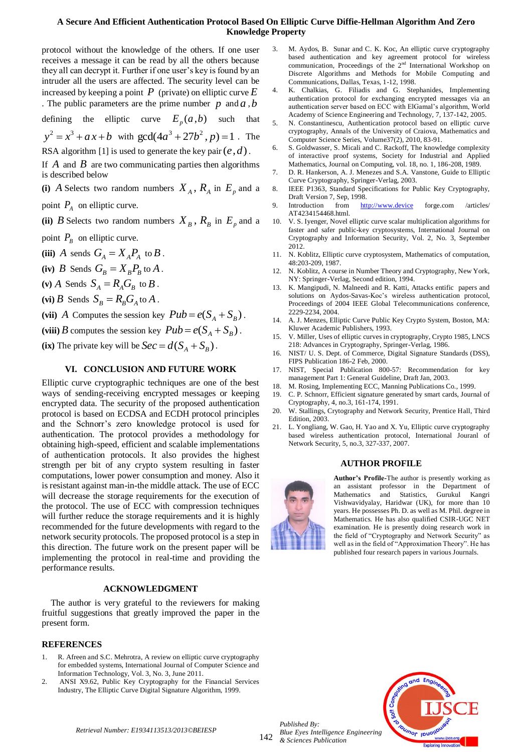protocol without the knowledge of the others. If one user receives a message it can be read by all the others because they all can decrypt it. Further if one user's key is found by an intruder all the users are affected. The security level can be increased by keeping a point $P$ (private) on elliptic curve $E$. The public parameters are the prime number $p$ and $a, b$ defining the elliptic curve $E_p(a,b)$ such that $y^2 = x^3 + ax + b$ with $\gcd(4a^3 + 27b^2, p) = 1$. The RSA algorithm [1] is used to generate the key pair $(e, d)$.

If $A$ and $B$ are two communicating parties then algorithms is described below

**(i)** $A$ Selects two random numbers $X_A$, $R_A$ in $E_p$ and a point $P_A$ on elliptic curve.

**(ii)** $B$ Selects two random numbers $X_B$, $R_B$ in $E_p$ and a point $P_B$ on elliptic curve.

**(iii)** $A$ sends $G_A = X_A P_A$ to $B$.

**(iv)** $B$ Sends $G_B = X_B P_B$ to $A$.

**(v)** $A$ Sends $S_A = R_A G_B$ to $B$.

**(vi)** $B$ Sends $S_B = R_B G_A$ to $A$.

**(vii)** $A$ Computes the session key $Pub = e(S_A + S_B)$.

**(viii)** $B$ computes the session key $Pub = e(S_A + S_B)$.

**(ix)** The private key will be $Sec = d(S_A + S_B)$.

## VI. CONCLUSION AND FUTURE WORK

Elliptic curve cryptographic techniques are one of the best ways of sending-receiving encrypted messages or keeping encrypted data. The security of the proposed authentication protocol is based on ECDSA and ECDH protocol principles and the Schnorr's zero knowledge protocol is used for authentication. The protocol provides a methodology for obtaining high-speed, efficient and scalable implementations of authentication protocols. It also provides the highest strength per bit of any crypto system resulting in faster computations, lower power consumption and money. Also it is resistant against man-in-the middle attack. The use of ECC will decrease the storage requirements for the execution of the protocol. The use of ECC with compression techniques will further reduce the storage requirements and it is highly recommended for the future developments with regard to the network security protocols. The proposed protocol is a step in this direction. The future work on the present paper will be implementing the protocol in real-time and providing the performance results.

## ACKNOWLEDGMENT

The author is very grateful to the reviewers for making fruitful suggestions that greatly improved the paper in the present form.

## REFERENCES

1. R. Afreen and S.C. Mehrotra, A review on elliptic curve cryptography for embedded systems, International Journal of Computer Science and Information Technology, Vol. 3, No. 3, June 2011.
2. ANSI X9.62, Public Key Cryptography for the Financial Services Industry, The Elliptic Curve Digital Signature Algorithm, 1999.
3. M. Aydos, B. Sunar and C. K. Koc, An elliptic curve cryptography based authentication and key agreement protocol for wireless communication, Proceedings of the 2nd International Workshop on Discrete Algorithms and Methods for Mobile Computing and Communications, Dallas, Texas, 1-12, 1998.
4. K. Chalkias, G. Filiadis and G. Stephanides, Implementing authentication protocol for exchanging encrypted messages via an authentication server based on ECC with ElGamal's algorithm, World Academy of Science Engineering and Technology, 7, 137-142, 2005.
5. N. Constantinescu, Authentication protocol based on elliptic curve cryptography, Annals of the University of Craiova, Mathematics and Computer Science Series, Volume37(2), 2010, 83-91.
6. S. Goldwasser, S. Micali and C. Rackoff, The knowledge complexity of interactive proof systems, Society for Industrial and Applied Mathematics, Journal on Computing, vol. 18, no. 1, 186-208, 1989.
7. D. R. Hankerson, A. J. Menezes and S.A. Vanstone, Guide to Elliptic Curve Cryptography, Springer-Verlag, 2003.
8. IEEE P1363, Standard Specifications for Public Key Cryptography, Draft Version 7, Sep, 1998.
9. Introduction from http://www.device forge.com /articles/ AT4234154468.html.
10. V. S. Iyenger, Novel elliptic curve scalar multiplication algorithms for faster and safer public-key cryptosystems, International Journal on Cryptography and Information Security, Vol. 2, No. 3, September 2012.
11. N. Koblitz, Elliptic curve cryptosystem, Mathematics of computation, 48:203-209, 1987.
12. N. Koblitz, A course in Number Theory and Cryptography, New York, NY: Springer-Verlag, Second edition, 1994.
13. K. Mangipudi, N. Malneedi and R. Katti, Attacks entific papers and solutions on Aydos-Savas-Koc's wireless authentication protocol, Proceedings of 2004 IEEE Global Telecommunications conference, 2229-2234, 2004.
14. A. J. Menzes, Elliptic Curve Public Key Crypto System, Boston, MA: Kluwer Academic Publishers, 1993.
15. V. Miller, Uses of elliptic curves in cryptography, Crypto 1985, LNCS 218: Advances in Cryptography, Springer-Verlag, 1986.
16. NIST/ U. S. Dept. of Commerce, Digital Signature Standards (DSS), FIPS Publication 186-2 Feb, 2000.
17. NIST, Special Publication 800-57: Recommendation for key management Part 1: General Guideline, Draft Jan, 2003.
18. M. Rosing, Implementing ECC, Manning Publications Co., 1999.
19. C. P. Schnorr, Efficient signature generated by smart cards, Journal of Cryptography, 4, no.3, 161-174, 1991.
20. W. Stallings, Crytography and Network Security, Prentice Hall, Third Edition, 2003.
21. L. Yongliang, W. Gao, H. Yao and X. Yu, Elliptic curve cryptography based wireless authentication protocol, International Jouranl of Network Security, 5, no.3, 327-337, 2007.

## AUTHOR PROFILE

**Author's Profile**-The author is presently working as an assistant professor in the Department of Mathematics and Statistics, Gurukul Kangri Vishwavidyalay, Haridwar (UK), for more than 10 years. He possesses Ph. D. as well as M. Phil. degree in Mathematics. He has also qualified CSIR-UGC NET examination. He is presently doing research work in the field of "Cryptography and Network Security" as well as in the field of "Approximation Theory". He has published four research papers in various Journals.